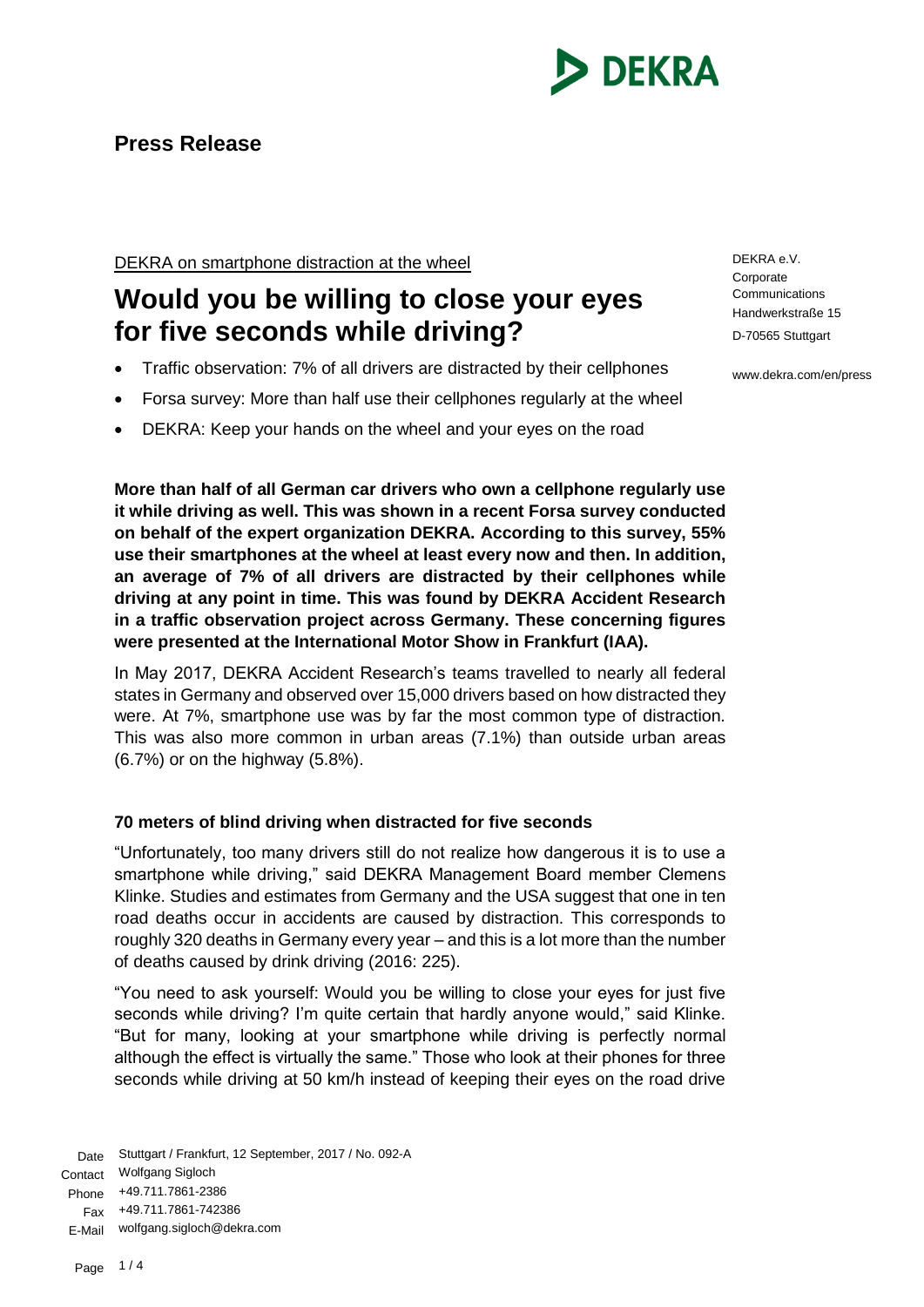**Press Release**

DEKRA on smartphone distraction at the wheel

# Would you be willing to close your eyes for five seconds while driving?

- Traffic observation: 7% of all drivers are distracted by their cellphones
- Forsa survey: More than half use their cellphones regularly at the wheel
- DEKRA: Keep your hands on the wheel and your eyes on the road

DEKRA e.V.
Corporate Communications
Handwerkstraße 15
D-70565 Stuttgart

www.dekra.com/en/press

**More than half of all German car drivers who own a cellphone regularly use it while driving as well. This was shown in a recent Forsa survey conducted on behalf of the expert organization DEKRA. According to this survey, 55% use their smartphones at the wheel at least every now and then. In addition, an average of 7% of all drivers are distracted by their cellphones while driving at any point in time. This was found by DEKRA Accident Research in a traffic observation project across Germany. These concerning figures were presented at the International Motor Show in Frankfurt (IAA).**

In May 2017, DEKRA Accident Research's teams travelled to nearly all federal states in Germany and observed over 15,000 drivers based on how distracted they were. At 7%, smartphone use was by far the most common type of distraction. This was also more common in urban areas (7.1%) than outside urban areas (6.7%) or on the highway (5.8%).

### 70 meters of blind driving when distracted for five seconds

"Unfortunately, too many drivers still do not realize how dangerous it is to use a smartphone while driving," said DEKRA Management Board member Clemens Klinke. Studies and estimates from Germany and the USA suggest that one in ten road deaths occur in accidents are caused by distraction. This corresponds to roughly 320 deaths in Germany every year – and this is a lot more than the number of deaths caused by drink driving (2016: 225).

"You need to ask yourself: Would you be willing to close your eyes for just five seconds while driving? I'm quite certain that hardly anyone would," said Klinke. "But for many, looking at your smartphone while driving is perfectly normal although the effect is virtually the same." Those who look at their phones for three seconds while driving at 50 km/h instead of keeping their eyes on the road drive

Date: Stuttgart / Frankfurt, 12 September, 2017 / No. 092-A
Contact: Wolfgang Sigloch
Phone: +49.711.7861-2386
Fax: +49.711.7861-742386
E-Mail: wolfgang.sigloch@dekra.com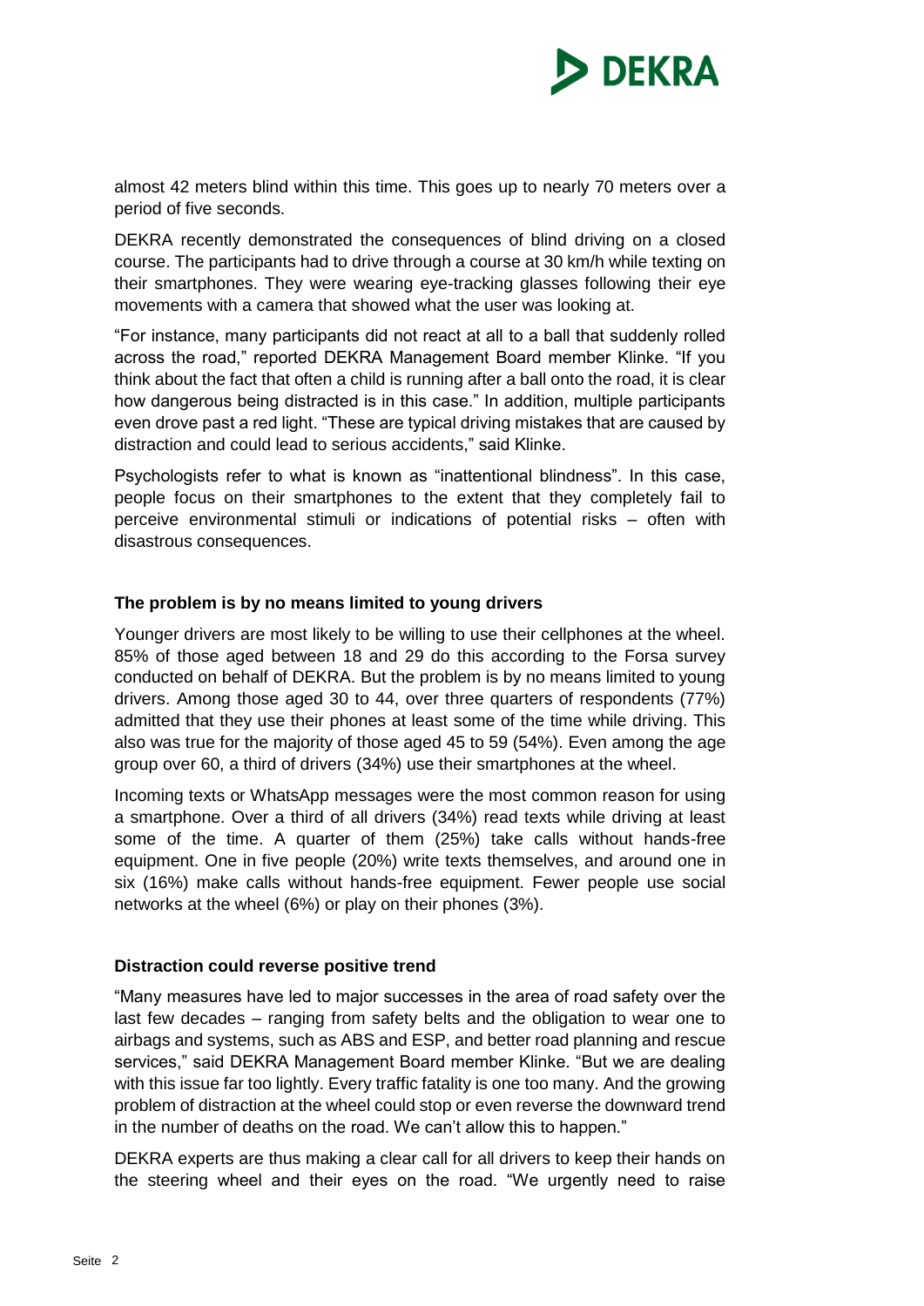almost 42 meters blind within this time. This goes up to nearly 70 meters over a period of five seconds.

DEKRA recently demonstrated the consequences of blind driving on a closed course. The participants had to drive through a course at 30 km/h while texting on their smartphones. They were wearing eye-tracking glasses following their eye movements with a camera that showed what the user was looking at.

"For instance, many participants did not react at all to a ball that suddenly rolled across the road," reported DEKRA Management Board member Klinke. "If you think about the fact that often a child is running after a ball onto the road, it is clear how dangerous being distracted is in this case." In addition, multiple participants even drove past a red light. "These are typical driving mistakes that are caused by distraction and could lead to serious accidents," said Klinke.

Psychologists refer to what is known as "inattentional blindness". In this case, people focus on their smartphones to the extent that they completely fail to perceive environmental stimuli or indications of potential risks – often with disastrous consequences.

**The problem is by no means limited to young drivers**

Younger drivers are most likely to be willing to use their cellphones at the wheel. 85% of those aged between 18 and 29 do this according to the Forsa survey conducted on behalf of DEKRA. But the problem is by no means limited to young drivers. Among those aged 30 to 44, over three quarters of respondents (77%) admitted that they use their phones at least some of the time while driving. This also was true for the majority of those aged 45 to 59 (54%). Even among the age group over 60, a third of drivers (34%) use their smartphones at the wheel.

Incoming texts or WhatsApp messages were the most common reason for using a smartphone. Over a third of all drivers (34%) read texts while driving at least some of the time. A quarter of them (25%) take calls without hands-free equipment. One in five people (20%) write texts themselves, and around one in six (16%) make calls without hands-free equipment. Fewer people use social networks at the wheel (6%) or play on their phones (3%).

**Distraction could reverse positive trend**

"Many measures have led to major successes in the area of road safety over the last few decades – ranging from safety belts and the obligation to wear one to airbags and systems, such as ABS and ESP, and better road planning and rescue services," said DEKRA Management Board member Klinke. "But we are dealing with this issue far too lightly. Every traffic fatality is one too many. And the growing problem of distraction at the wheel could stop or even reverse the downward trend in the number of deaths on the road. We can't allow this to happen."

DEKRA experts are thus making a clear call for all drivers to keep their hands on the steering wheel and their eyes on the road. "We urgently need to raise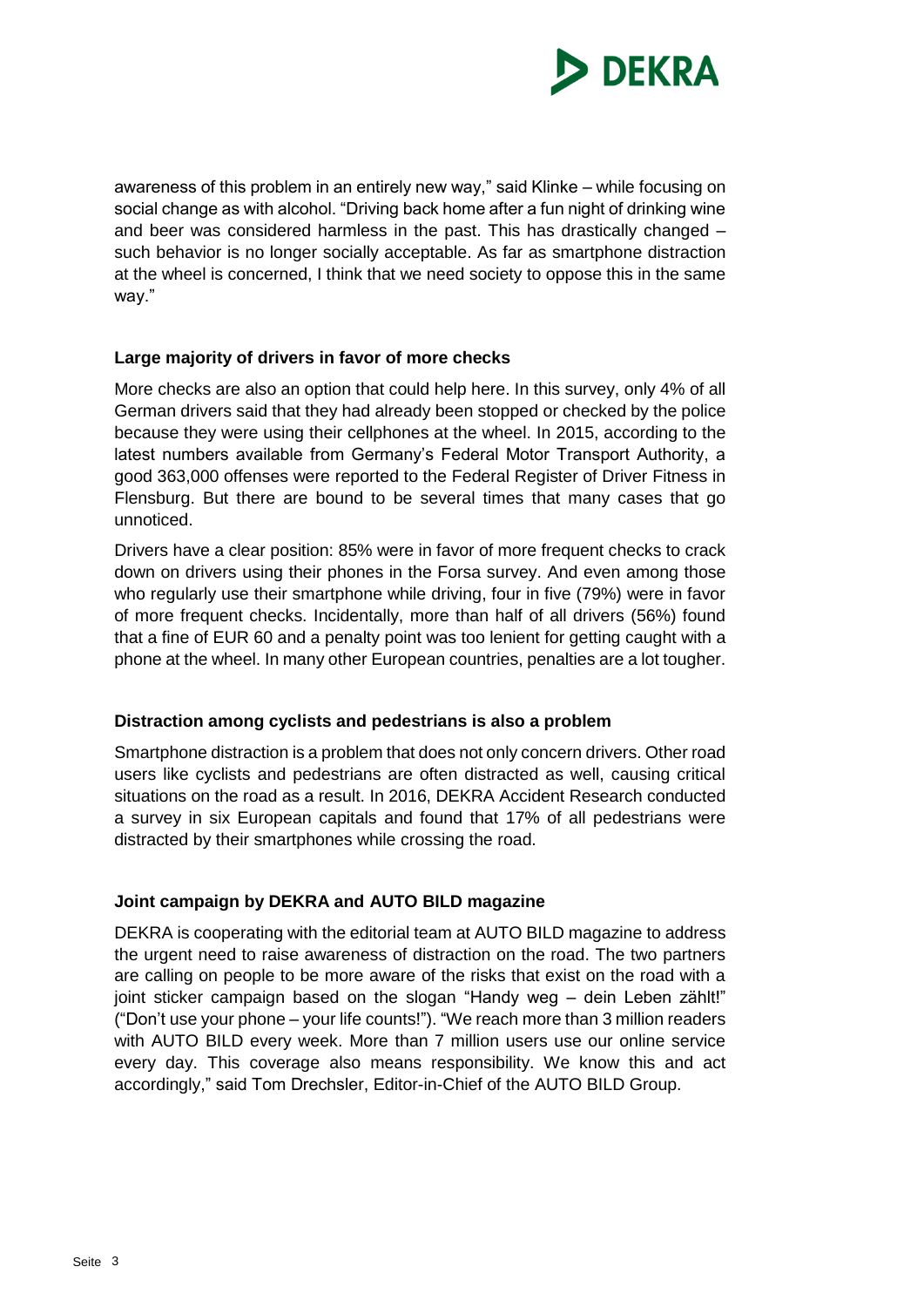awareness of this problem in an entirely new way," said Klinke – while focusing on social change as with alcohol. "Driving back home after a fun night of drinking wine and beer was considered harmless in the past. This has drastically changed – such behavior is no longer socially acceptable. As far as smartphone distraction at the wheel is concerned, I think that we need society to oppose this in the same way."

**Large majority of drivers in favor of more checks**

More checks are also an option that could help here. In this survey, only 4% of all German drivers said that they had already been stopped or checked by the police because they were using their cellphones at the wheel. In 2015, according to the latest numbers available from Germany's Federal Motor Transport Authority, a good 363,000 offenses were reported to the Federal Register of Driver Fitness in Flensburg. But there are bound to be several times that many cases that go unnoticed.

Drivers have a clear position: 85% were in favor of more frequent checks to crack down on drivers using their phones in the Forsa survey. And even among those who regularly use their smartphone while driving, four in five (79%) were in favor of more frequent checks. Incidentally, more than half of all drivers (56%) found that a fine of EUR 60 and a penalty point was too lenient for getting caught with a phone at the wheel. In many other European countries, penalties are a lot tougher.

**Distraction among cyclists and pedestrians is also a problem**

Smartphone distraction is a problem that does not only concern drivers. Other road users like cyclists and pedestrians are often distracted as well, causing critical situations on the road as a result. In 2016, DEKRA Accident Research conducted a survey in six European capitals and found that 17% of all pedestrians were distracted by their smartphones while crossing the road.

**Joint campaign by DEKRA and AUTO BILD magazine**

DEKRA is cooperating with the editorial team at AUTO BILD magazine to address the urgent need to raise awareness of distraction on the road. The two partners are calling on people to be more aware of the risks that exist on the road with a joint sticker campaign based on the slogan "Handy weg – dein Leben zählt!" ("Don't use your phone – your life counts!"). "We reach more than 3 million readers with AUTO BILD every week. More than 7 million users use our online service every day. This coverage also means responsibility. We know this and act accordingly," said Tom Drechsler, Editor-in-Chief of the AUTO BILD Group.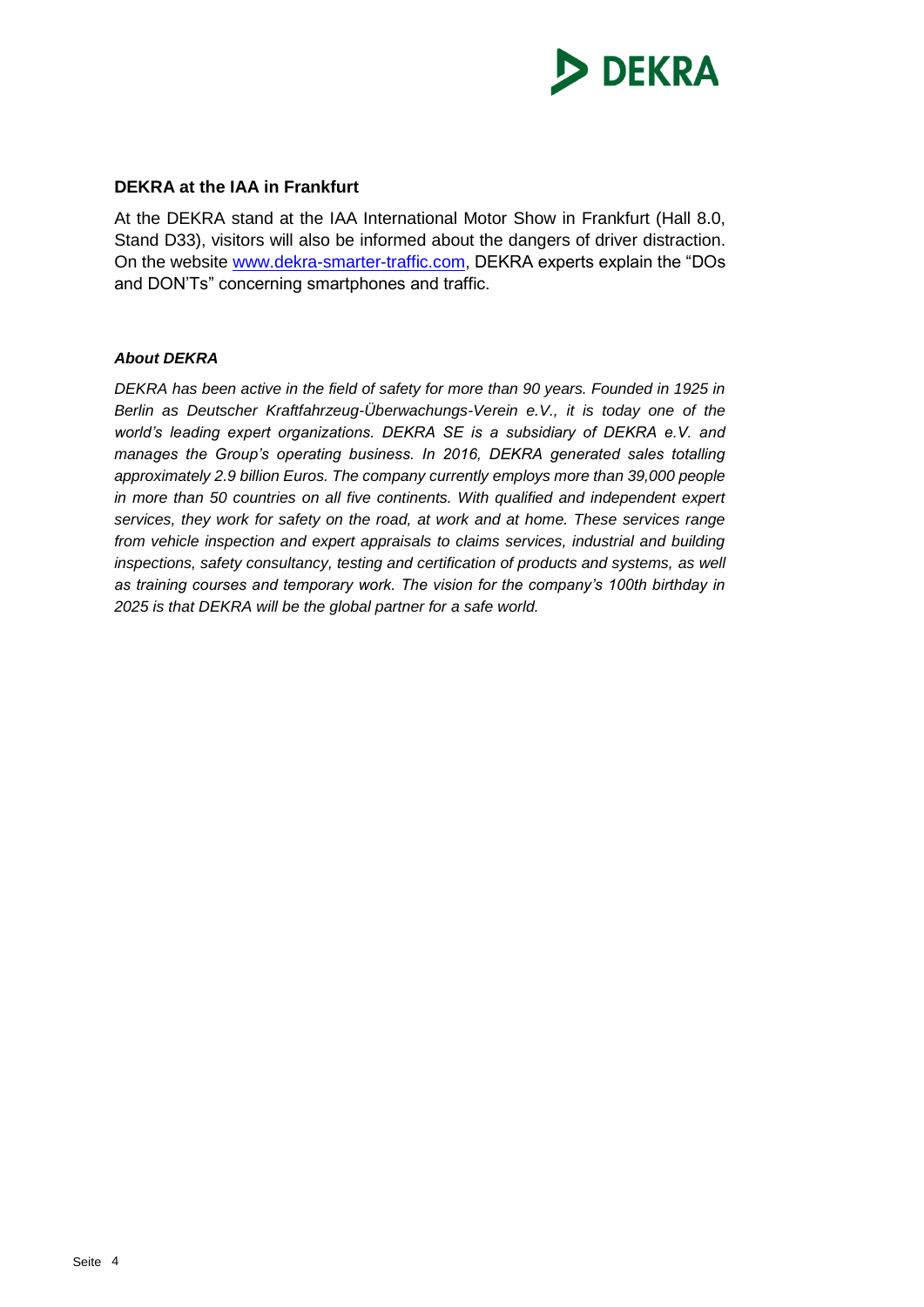**DEKRA at the IAA in Frankfurt**

At the DEKRA stand at the IAA International Motor Show in Frankfurt (Hall 8.0, Stand D33), visitors will also be informed about the dangers of driver distraction. On the website [www.dekra-smarter-traffic.com](http://www.dekra-smarter-traffic.com), DEKRA experts explain the "DOs and DON'Ts" concerning smartphones and traffic.

***About DEKRA***

*DEKRA has been active in the field of safety for more than 90 years. Founded in 1925 in Berlin as Deutscher Kraftfahrzeug-Überwachungs-Verein e.V., it is today one of the world's leading expert organizations. DEKRA SE is a subsidiary of DEKRA e.V. and manages the Group's operating business. In 2016, DEKRA generated sales totalling approximately 2.9 billion Euros. The company currently employs more than 39,000 people in more than 50 countries on all five continents. With qualified and independent expert services, they work for safety on the road, at work and at home. These services range from vehicle inspection and expert appraisals to claims services, industrial and building inspections, safety consultancy, testing and certification of products and systems, as well as training courses and temporary work. The vision for the company's 100th birthday in 2025 is that DEKRA will be the global partner for a safe world.*